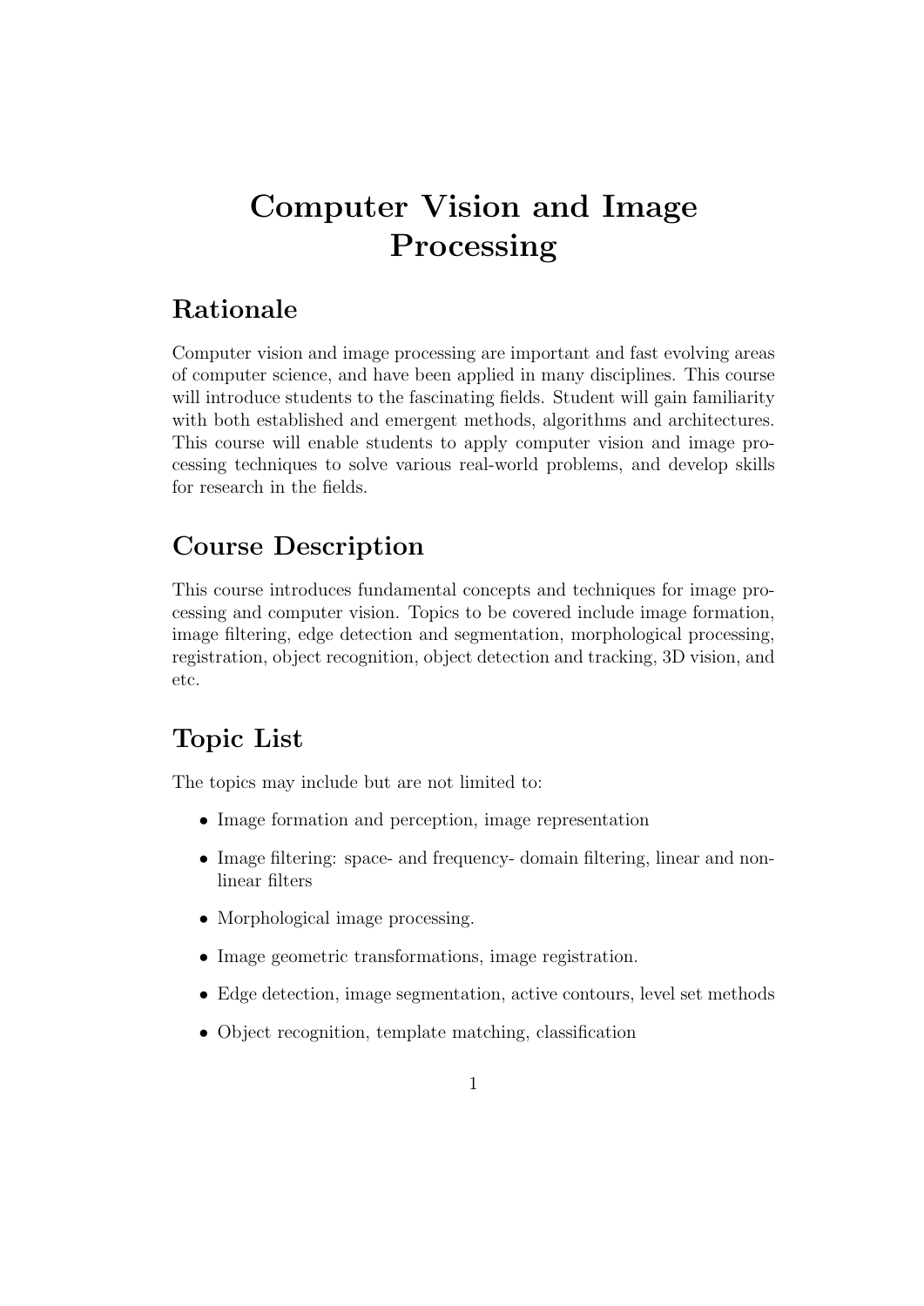# Computer Vision and Image Processing

## Rationale

Computer vision and image processing are important and fast evolving areas of computer science, and have been applied in many disciplines. This course will introduce students to the fascinating fields. Student will gain familiarity with both established and emergent methods, algorithms and architectures. This course will enable students to apply computer vision and image processing techniques to solve various real-world problems, and develop skills for research in the fields.

## Course Description

This course introduces fundamental concepts and techniques for image processing and computer vision. Topics to be covered include image formation, image filtering, edge detection and segmentation, morphological processing, registration, object recognition, object detection and tracking, 3D vision, and etc.

## Topic List

The topics may include but are not limited to:

- Image formation and perception, image representation
- Image filtering: space- and frequency- domain filtering, linear and non-linear filters
- Morphological image processing.
- Image geometric transformations, image registration.
- Edge detection, image segmentation, active contours, level set methods
- Object recognition, template matching, classification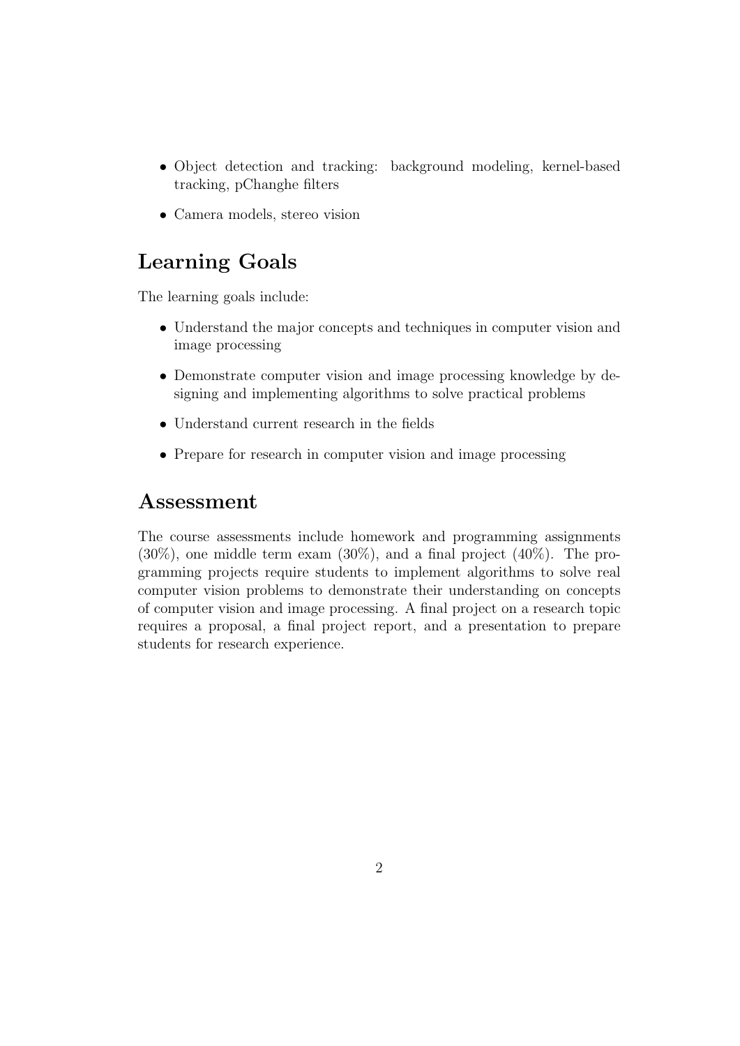- Object detection and tracking: background modeling, kernel-based tracking, pChanghe filters
- Camera models, stereo vision

## Learning Goals

The learning goals include:

- Understand the major concepts and techniques in computer vision and image processing
- Demonstrate computer vision and image processing knowledge by designing and implementing algorithms to solve practical problems
- Understand current research in the fields
- Prepare for research in computer vision and image processing

## Assessment

The course assessments include homework and programming assignments (30%), one middle term exam (30%), and a final project (40%). The programming projects require students to implement algorithms to solve real computer vision problems to demonstrate their understanding on concepts of computer vision and image processing. A final project on a research topic requires a proposal, a final project report, and a presentation to prepare students for research experience.